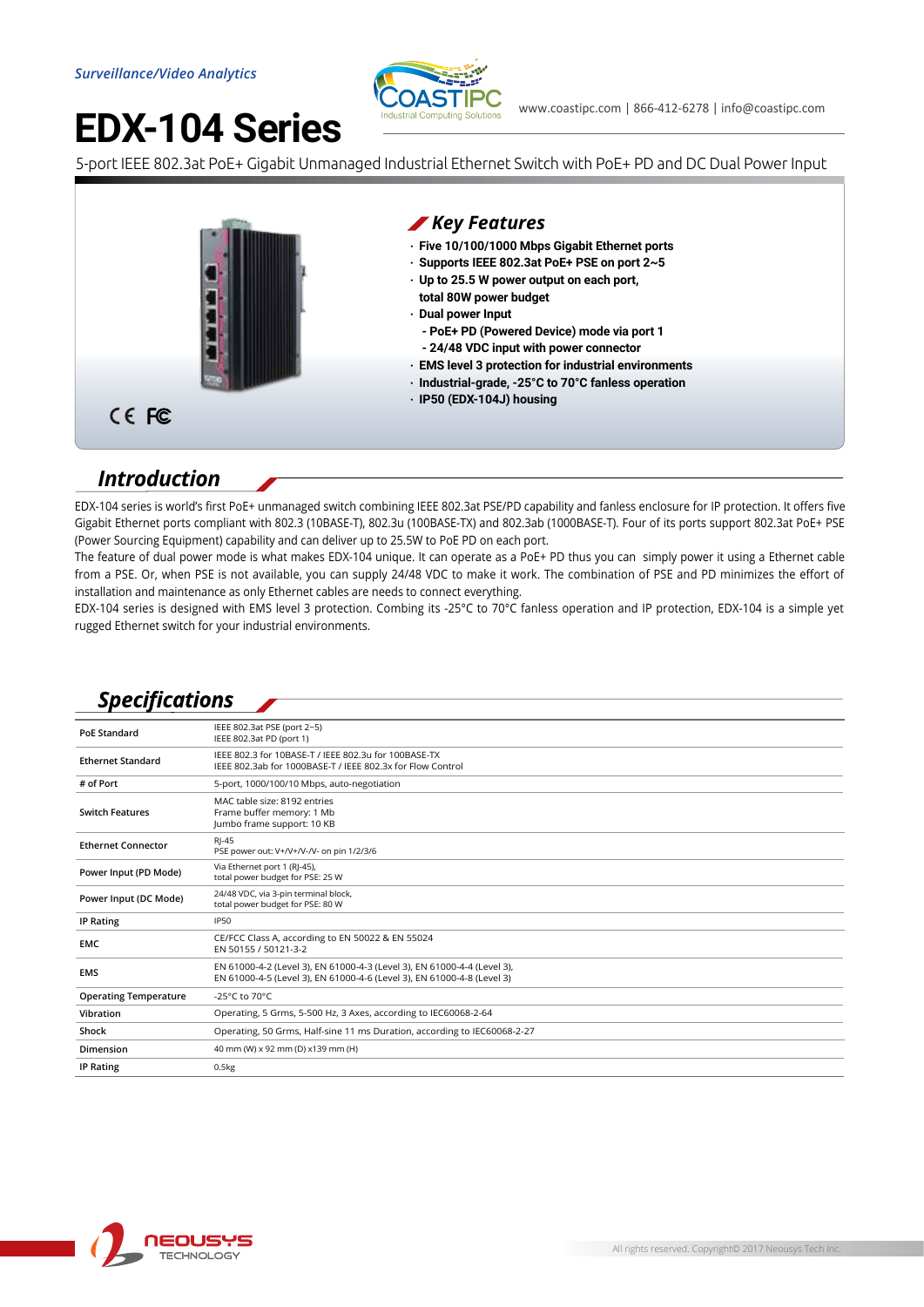*Surveillance/Video Analytics*

www.coastipc.com | 866-412-6278 | info@coastipc.com

# EDX-104 Series

5-port IEEE 802.3at PoE+ Gigabit Unmanaged Industrial Ethernet Switch with PoE+ PD and DC Dual Power Input

## *Key Features*

- **Five 10/100/1000 Mbps Gigabit Ethernet ports**
- **Supports IEEE 802.3at PoE+ PSE on port 2~5**
- **Up to 25.5 W power output on each port, total 80W power budget**
- **Dual power Input**
  - **PoE+ PD (Powered Device) mode via port 1**
  - **24/48 VDC input with power connector**
- **EMS level 3 protection for industrial environments**
- **Industrial-grade, -25°C to 70°C fanless operation**
- **IP50 (EDX-104J) housing**

CE FC

## *Introduction*

EDX-104 series is world's first PoE+ unmanaged switch combining IEEE 802.3at PSE/PD capability and fanless enclosure for IP protection. It offers five Gigabit Ethernet ports compliant with 802.3 (10BASE-T), 802.3u (100BASE-TX) and 802.3ab (1000BASE-T). Four of its ports support 802.3at PoE+ PSE (Power Sourcing Equipment) capability and can deliver up to 25.5W to PoE PD on each port.

The feature of dual power mode is what makes EDX-104 unique. It can operate as a PoE+ PD thus you can simply power it using a Ethernet cable from a PSE. Or, when PSE is not available, you can supply 24/48 VDC to make it work. The combination of PSE and PD minimizes the effort of installation and maintenance as only Ethernet cables are needs to connect everything.

EDX-104 series is designed with EMS level 3 protection. Combing its -25°C to 70°C fanless operation and IP protection, EDX-104 is a simple yet rugged Ethernet switch for your industrial environments.

## *Specifications*

| | |
|---|---|
| **PoE Standard** | IEEE 802.3at PSE (port 2~5)<br>IEEE 802.3at PD (port 1) |
| **Ethernet Standard** | IEEE 802.3 for 10BASE-T / IEEE 802.3u for 100BASE-TX<br>IEEE 802.3ab for 1000BASE-T / IEEE 802.3x for Flow Control |
| **# of Port** | 5-port, 1000/100/10 Mbps, auto-negotiation |
| **Switch Features** | MAC table size: 8192 entries<br>Frame buffer memory: 1 Mb<br>Jumbo frame support: 10 KB |
| **Ethernet Connector** | RJ-45<br>PSE power out: V+/V+/V-/V- on pin 1/2/3/6 |
| **Power Input (PD Mode)** | Via Ethernet port 1 (RJ-45),<br>total power budget for PSE: 25 W |
| **Power Input (DC Mode)** | 24/48 VDC, via 3-pin terminal block,<br>total power budget for PSE: 80 W |
| **IP Rating** | IP50 |
| **EMC** | CE/FCC Class A, according to EN 50022 & EN 55024<br>EN 50155 / 50121-3-2 |
| **EMS** | EN 61000-4-2 (Level 3), EN 61000-4-3 (Level 3), EN 61000-4-4 (Level 3),<br>EN 61000-4-5 (Level 3), EN 61000-4-6 (Level 3), EN 61000-4-8 (Level 3) |
| **Operating Temperature** | -25°C to 70°C |
| **Vibration** | Operating, 5 Grms, 5-500 Hz, 3 Axes, according to IEC60068-2-64 |
| **Shock** | Operating, 50 Grms, Half-sine 11 ms Duration, according to IEC60068-2-27 |
| **Dimension** | 40 mm (W) x 92 mm (D) x139 mm (H) |
| **IP Rating** | 0.5kg |

All rights reserved. Copyright© 2017 Neousys Tech Inc.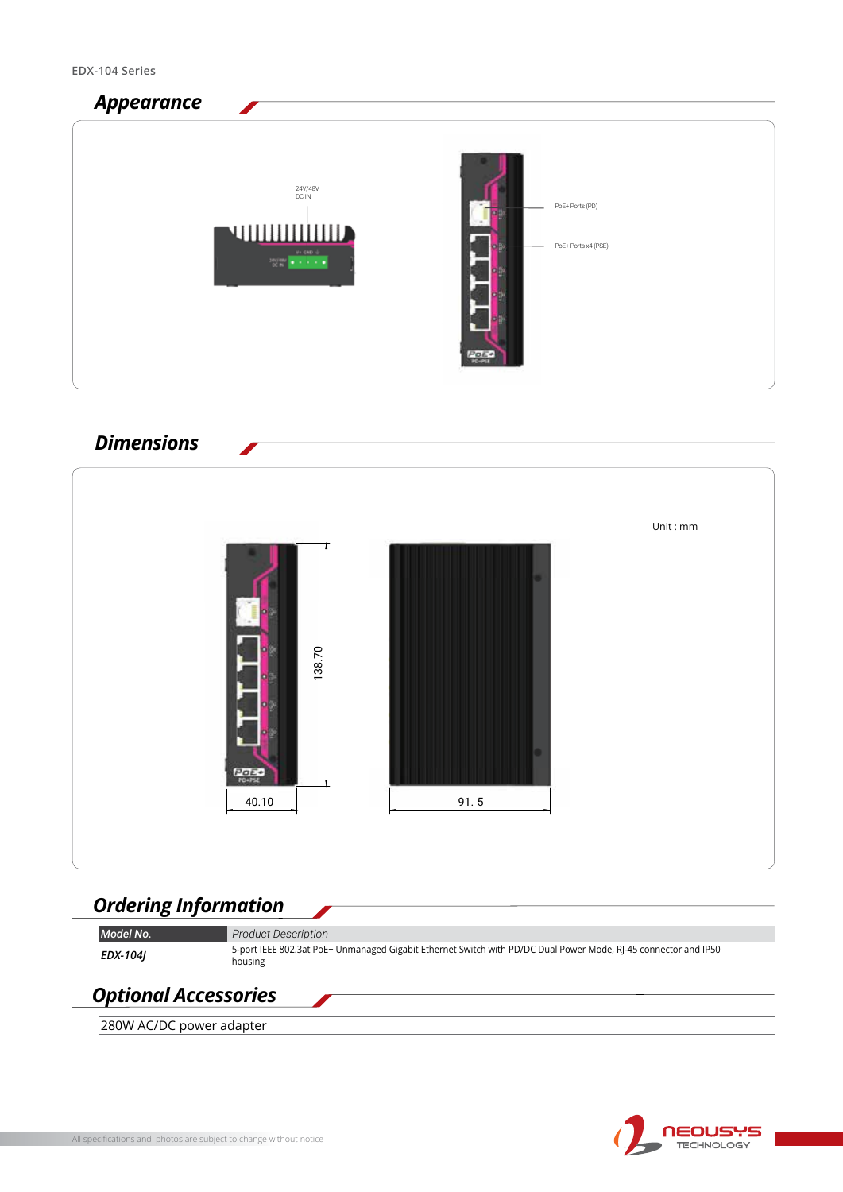## Appearance

24V/48V DC IN

PoE+ Ports (PD)

PoE+ Ports x4 (PSE)

## Dimensions

Unit : mm

138.70

40.10

91. 5

## Ordering Information

| Model No. | Product Description |
|---|---|
| ***EDX-104J*** | 5-port IEEE 802.3at PoE+ Unmanaged Gigabit Ethernet Switch with PD/DC Dual Power Mode, RJ-45 connector and IP50 housing |

## Optional Accessories

280W AC/DC power adapter

All specifications and photos are subject to change without notice